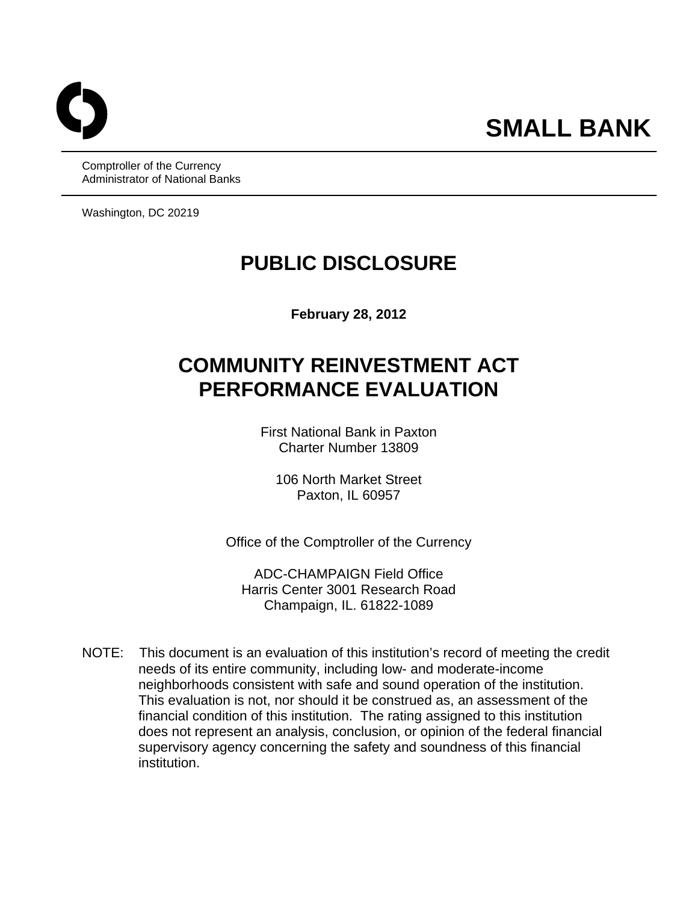# SMALL BANK

Comptroller of the Currency
Administrator of National Banks

Washington, DC 20219

# PUBLIC DISCLOSURE

**February 28, 2012**

# COMMUNITY REINVESTMENT ACT PERFORMANCE EVALUATION

First National Bank in Paxton
Charter Number 13809

106 North Market Street
Paxton, IL 60957

Office of the Comptroller of the Currency

ADC-CHAMPAIGN Field Office
Harris Center 3001 Research Road
Champaign, IL. 61822-1089

NOTE: This document is an evaluation of this institution's record of meeting the credit needs of its entire community, including low- and moderate-income neighborhoods consistent with safe and sound operation of the institution. This evaluation is not, nor should it be construed as, an assessment of the financial condition of this institution. The rating assigned to this institution does not represent an analysis, conclusion, or opinion of the federal financial supervisory agency concerning the safety and soundness of this financial institution.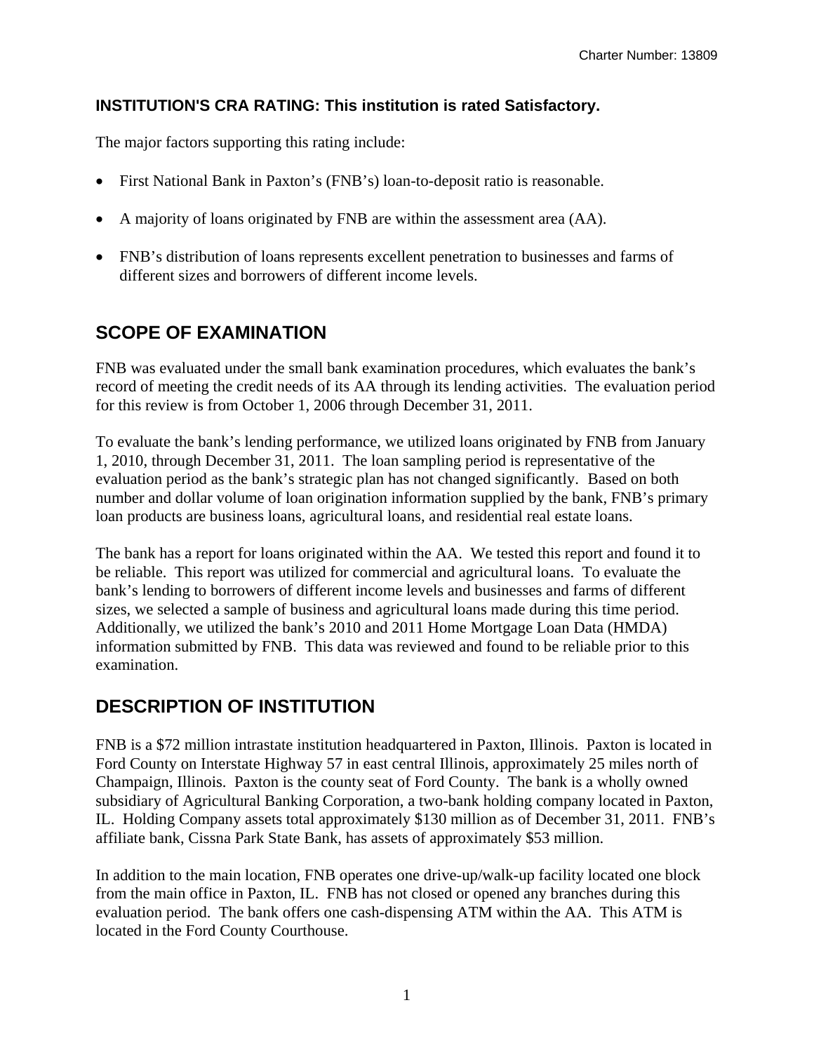**INSTITUTION'S CRA RATING: This institution is rated Satisfactory.**

The major factors supporting this rating include:

- First National Bank in Paxton's (FNB's) loan-to-deposit ratio is reasonable.
- A majority of loans originated by FNB are within the assessment area (AA).
- FNB's distribution of loans represents excellent penetration to businesses and farms of different sizes and borrowers of different income levels.

## SCOPE OF EXAMINATION

FNB was evaluated under the small bank examination procedures, which evaluates the bank's record of meeting the credit needs of its AA through its lending activities. The evaluation period for this review is from October 1, 2006 through December 31, 2011.

To evaluate the bank's lending performance, we utilized loans originated by FNB from January 1, 2010, through December 31, 2011. The loan sampling period is representative of the evaluation period as the bank's strategic plan has not changed significantly. Based on both number and dollar volume of loan origination information supplied by the bank, FNB's primary loan products are business loans, agricultural loans, and residential real estate loans.

The bank has a report for loans originated within the AA. We tested this report and found it to be reliable. This report was utilized for commercial and agricultural loans. To evaluate the bank's lending to borrowers of different income levels and businesses and farms of different sizes, we selected a sample of business and agricultural loans made during this time period. Additionally, we utilized the bank's 2010 and 2011 Home Mortgage Loan Data (HMDA) information submitted by FNB. This data was reviewed and found to be reliable prior to this examination.

## DESCRIPTION OF INSTITUTION

FNB is a $72 million intrastate institution headquartered in Paxton, Illinois. Paxton is located in Ford County on Interstate Highway 57 in east central Illinois, approximately 25 miles north of Champaign, Illinois. Paxton is the county seat of Ford County. The bank is a wholly owned subsidiary of Agricultural Banking Corporation, a two-bank holding company located in Paxton, IL. Holding Company assets total approximately $130 million as of December 31, 2011. FNB's affiliate bank, Cissna Park State Bank, has assets of approximately $53 million.

In addition to the main location, FNB operates one drive-up/walk-up facility located one block from the main office in Paxton, IL. FNB has not closed or opened any branches during this evaluation period. The bank offers one cash-dispensing ATM within the AA. This ATM is located in the Ford County Courthouse.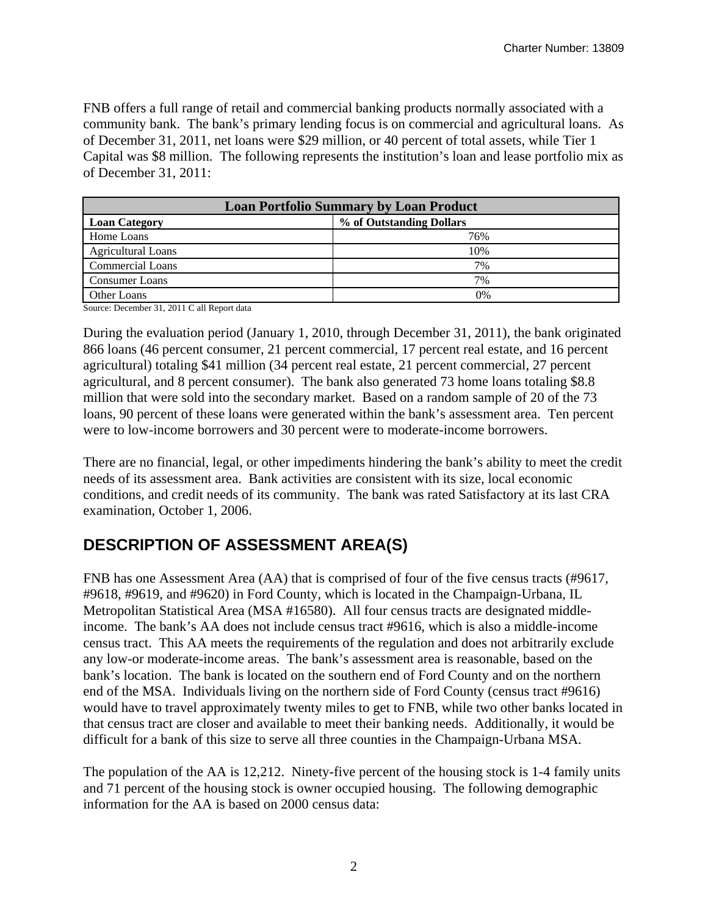FNB offers a full range of retail and commercial banking products normally associated with a community bank. The bank's primary lending focus is on commercial and agricultural loans. As of December 31, 2011, net loans were $29 million, or 40 percent of total assets, while Tier 1 Capital was $8 million. The following represents the institution's loan and lease portfolio mix as of December 31, 2011:

| Loan Portfolio Summary by Loan Product | |
|---|---|
| **Loan Category** | **% of Outstanding Dollars** |
| Home Loans | 76% |
| Agricultural Loans | 10% |
| Commercial Loans | 7% |
| Consumer Loans | 7% |
| Other Loans | 0% |

Source: December 31, 2011 C all Report data

During the evaluation period (January 1, 2010, through December 31, 2011), the bank originated 866 loans (46 percent consumer, 21 percent commercial, 17 percent real estate, and 16 percent agricultural) totaling $41 million (34 percent real estate, 21 percent commercial, 27 percent agricultural, and 8 percent consumer). The bank also generated 73 home loans totaling $8.8 million that were sold into the secondary market. Based on a random sample of 20 of the 73 loans, 90 percent of these loans were generated within the bank's assessment area. Ten percent were to low-income borrowers and 30 percent were to moderate-income borrowers.

There are no financial, legal, or other impediments hindering the bank's ability to meet the credit needs of its assessment area. Bank activities are consistent with its size, local economic conditions, and credit needs of its community. The bank was rated Satisfactory at its last CRA examination, October 1, 2006.

## DESCRIPTION OF ASSESSMENT AREA(S)

FNB has one Assessment Area (AA) that is comprised of four of the five census tracts (#9617, #9618, #9619, and #9620) in Ford County, which is located in the Champaign-Urbana, IL Metropolitan Statistical Area (MSA #16580). All four census tracts are designated middle-income. The bank's AA does not include census tract #9616, which is also a middle-income census tract. This AA meets the requirements of the regulation and does not arbitrarily exclude any low-or moderate-income areas. The bank's assessment area is reasonable, based on the bank's location. The bank is located on the southern end of Ford County and on the northern end of the MSA. Individuals living on the northern side of Ford County (census tract #9616) would have to travel approximately twenty miles to get to FNB, while two other banks located in that census tract are closer and available to meet their banking needs. Additionally, it would be difficult for a bank of this size to serve all three counties in the Champaign-Urbana MSA.

The population of the AA is 12,212. Ninety-five percent of the housing stock is 1-4 family units and 71 percent of the housing stock is owner occupied housing. The following demographic information for the AA is based on 2000 census data: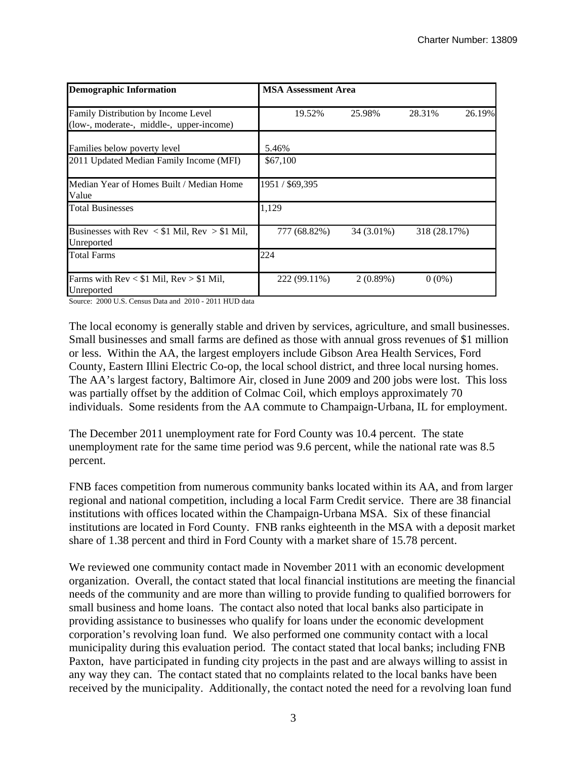| Demographic Information | MSA Assessment Area | | | |
|---|---|---|---|---|
| Family Distribution by Income Level (low-, moderate-, middle-, upper-income) | 19.52% | 25.98% | 28.31% | 26.19% |
| Families below poverty level | 5.46% | | | |
| 2011 Updated Median Family Income (MFI) | $67,100 | | | |
| Median Year of Homes Built / Median Home Value | 1951 / $69,395 | | | |
| Total Businesses | 1,129 | | | |
| Businesses with Rev < $1 Mil, Rev > $1 Mil, Unreported | 777 (68.82%) | 34 (3.01%) | 318 (28.17%) | |
| Total Farms | 224 | | | |
| Farms with Rev < $1 Mil, Rev > $1 Mil, Unreported | 222 (99.11%) | 2 (0.89%) | 0 (0%) | |

Source: 2000 U.S. Census Data and 2010 - 2011 HUD data

The local economy is generally stable and driven by services, agriculture, and small businesses. Small businesses and small farms are defined as those with annual gross revenues of $1 million or less. Within the AA, the largest employers include Gibson Area Health Services, Ford County, Eastern Illini Electric Co-op, the local school district, and three local nursing homes. The AA's largest factory, Baltimore Air, closed in June 2009 and 200 jobs were lost. This loss was partially offset by the addition of Colmac Coil, which employs approximately 70 individuals. Some residents from the AA commute to Champaign-Urbana, IL for employment.

The December 2011 unemployment rate for Ford County was 10.4 percent. The state unemployment rate for the same time period was 9.6 percent, while the national rate was 8.5 percent.

FNB faces competition from numerous community banks located within its AA, and from larger regional and national competition, including a local Farm Credit service. There are 38 financial institutions with offices located within the Champaign-Urbana MSA. Six of these financial institutions are located in Ford County. FNB ranks eighteenth in the MSA with a deposit market share of 1.38 percent and third in Ford County with a market share of 15.78 percent.

We reviewed one community contact made in November 2011 with an economic development organization. Overall, the contact stated that local financial institutions are meeting the financial needs of the community and are more than willing to provide funding to qualified borrowers for small business and home loans. The contact also noted that local banks also participate in providing assistance to businesses who qualify for loans under the economic development corporation's revolving loan fund. We also performed one community contact with a local municipality during this evaluation period. The contact stated that local banks; including FNB Paxton, have participated in funding city projects in the past and are always willing to assist in any way they can. The contact stated that no complaints related to the local banks have been received by the municipality. Additionally, the contact noted the need for a revolving loan fund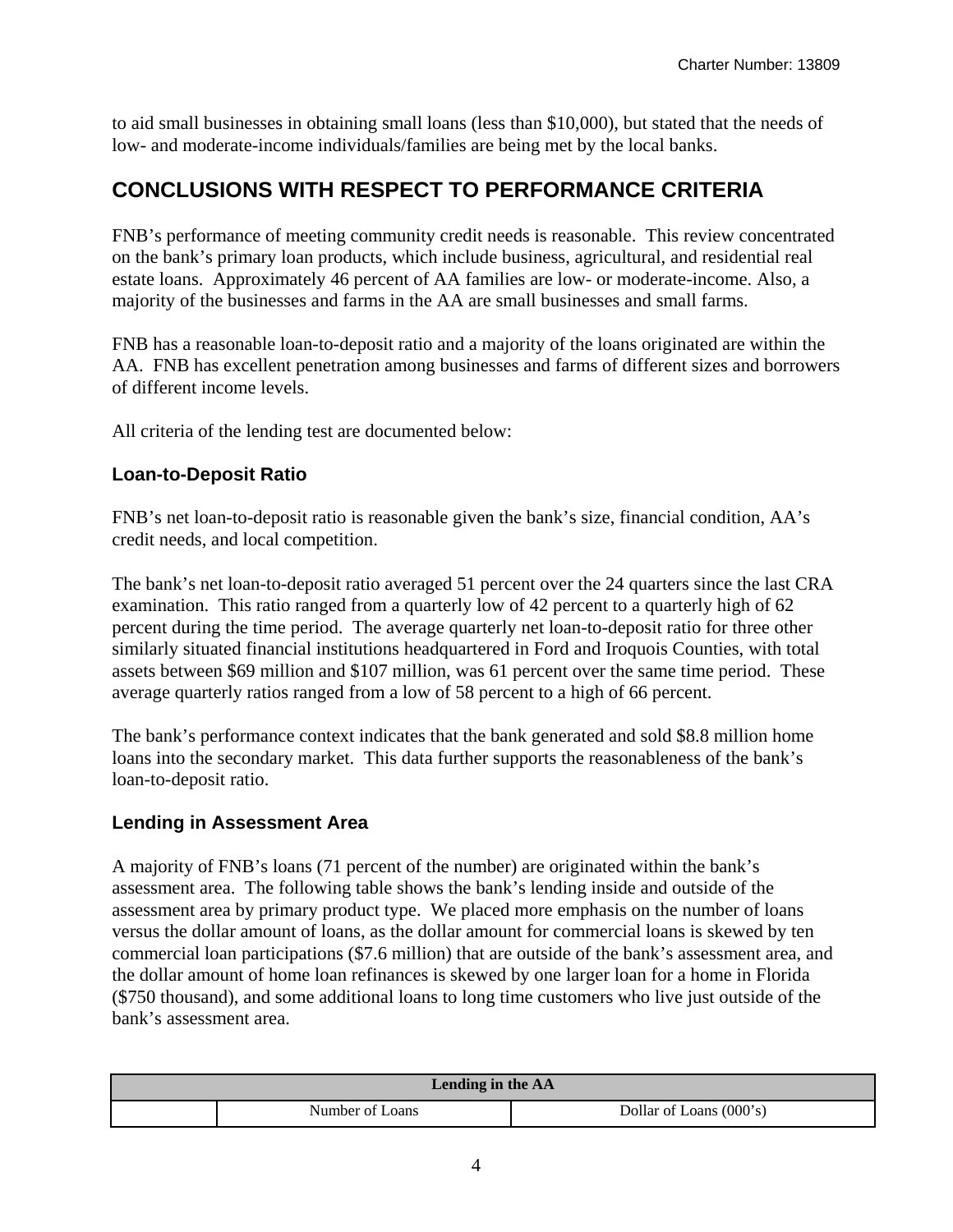to aid small businesses in obtaining small loans (less than $10,000), but stated that the needs of low- and moderate-income individuals/families are being met by the local banks.

## CONCLUSIONS WITH RESPECT TO PERFORMANCE CRITERIA

FNB's performance of meeting community credit needs is reasonable. This review concentrated on the bank's primary loan products, which include business, agricultural, and residential real estate loans. Approximately 46 percent of AA families are low- or moderate-income. Also, a majority of the businesses and farms in the AA are small businesses and small farms.

FNB has a reasonable loan-to-deposit ratio and a majority of the loans originated are within the AA. FNB has excellent penetration among businesses and farms of different sizes and borrowers of different income levels.

All criteria of the lending test are documented below:

### Loan-to-Deposit Ratio

FNB's net loan-to-deposit ratio is reasonable given the bank's size, financial condition, AA's credit needs, and local competition.

The bank's net loan-to-deposit ratio averaged 51 percent over the 24 quarters since the last CRA examination. This ratio ranged from a quarterly low of 42 percent to a quarterly high of 62 percent during the time period. The average quarterly net loan-to-deposit ratio for three other similarly situated financial institutions headquartered in Ford and Iroquois Counties, with total assets between $69 million and $107 million, was 61 percent over the same time period. These average quarterly ratios ranged from a low of 58 percent to a high of 66 percent.

The bank's performance context indicates that the bank generated and sold $8.8 million home loans into the secondary market. This data further supports the reasonableness of the bank's loan-to-deposit ratio.

### Lending in Assessment Area

A majority of FNB's loans (71 percent of the number) are originated within the bank's assessment area. The following table shows the bank's lending inside and outside of the assessment area by primary product type. We placed more emphasis on the number of loans versus the dollar amount of loans, as the dollar amount for commercial loans is skewed by ten commercial loan participations ($7.6 million) that are outside of the bank's assessment area, and the dollar amount of home loan refinances is skewed by one larger loan for a home in Florida ($750 thousand), and some additional loans to long time customers who live just outside of the bank's assessment area.

| Lending in the AA | | |
|---|---|---|
| | Number of Loans | Dollar of Loans (000's) |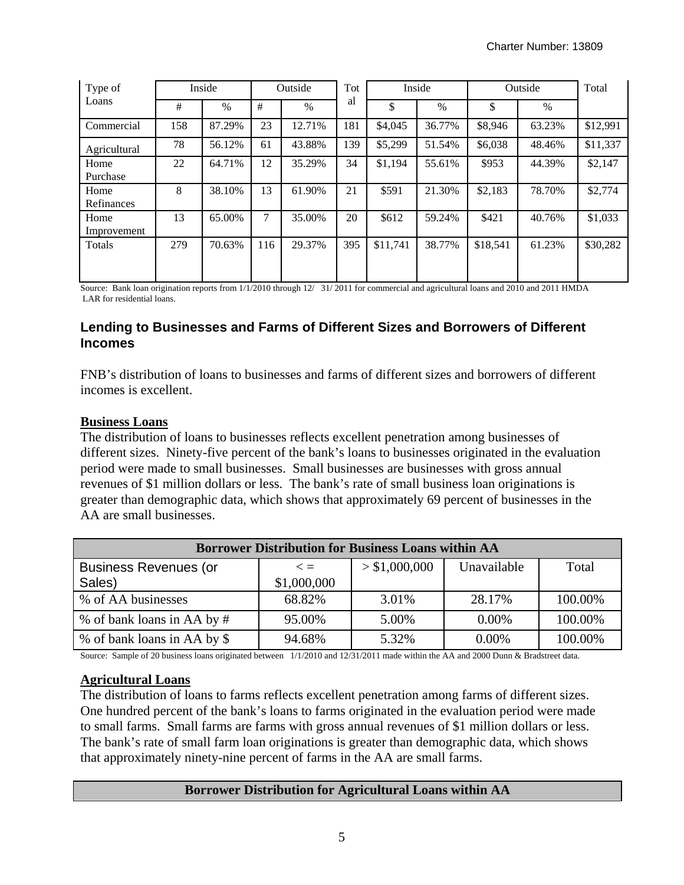| Type of Loans | Inside | | Outside | | Total | Inside | | Outside | | Total |
|---|---|---|---|---|---|---|---|---|---|---|
| | # | % | # | % | | $ | % | $ | % | |
| Commercial | 158 | 87.29% | 23 | 12.71% | 181 | $4,045 | 36.77% | $8,946 | 63.23% | $12,991 |
| Agricultural | 78 | 56.12% | 61 | 43.88% | 139 | $5,299 | 51.54% | $6,038 | 48.46% | $11,337 |
| Home Purchase | 22 | 64.71% | 12 | 35.29% | 34 | $1,194 | 55.61% | $953 | 44.39% | $2,147 |
| Home Refinances | 8 | 38.10% | 13 | 61.90% | 21 | $591 | 21.30% | $2,183 | 78.70% | $2,774 |
| Home Improvement | 13 | 65.00% | 7 | 35.00% | 20 | $612 | 59.24% | $421 | 40.76% | $1,033 |
| Totals | 279 | 70.63% | 116 | 29.37% | 395 | $11,741 | 38.77% | $18,541 | 61.23% | $30,282 |

Source: Bank loan origination reports from 1/1/2010 through 12/ 31/ 2011 for commercial and agricultural loans and 2010 and 2011 HMDA LAR for residential loans.

### Lending to Businesses and Farms of Different Sizes and Borrowers of Different Incomes

FNB's distribution of loans to businesses and farms of different sizes and borrowers of different incomes is excellent.

**Business Loans**

The distribution of loans to businesses reflects excellent penetration among businesses of different sizes. Ninety-five percent of the bank's loans to businesses originated in the evaluation period were made to small businesses. Small businesses are businesses with gross annual revenues of $1 million dollars or less. The bank's rate of small business loan originations is greater than demographic data, which shows that approximately 69 percent of businesses in the AA are small businesses.

| Borrower Distribution for Business Loans within AA | | | | |
|---|---|---|---|---|
| Business Revenues (or Sales) | < = $1,000,000 | > $1,000,000 | Unavailable | Total |
| % of AA businesses | 68.82% | 3.01% | 28.17% | 100.00% |
| % of bank loans in AA by # | 95.00% | 5.00% | 0.00% | 100.00% |
| % of bank loans in AA by $ | 94.68% | 5.32% | 0.00% | 100.00% |

Source: Sample of 20 business loans originated between 1/1/2010 and 12/31/2011 made within the AA and 2000 Dunn & Bradstreet data.

**Agricultural Loans**

The distribution of loans to farms reflects excellent penetration among farms of different sizes. One hundred percent of the bank's loans to farms originated in the evaluation period were made to small farms. Small farms are farms with gross annual revenues of $1 million dollars or less. The bank's rate of small farm loan originations is greater than demographic data, which shows that approximately ninety-nine percent of farms in the AA are small farms.

| Borrower Distribution for Agricultural Loans within AA |
|---|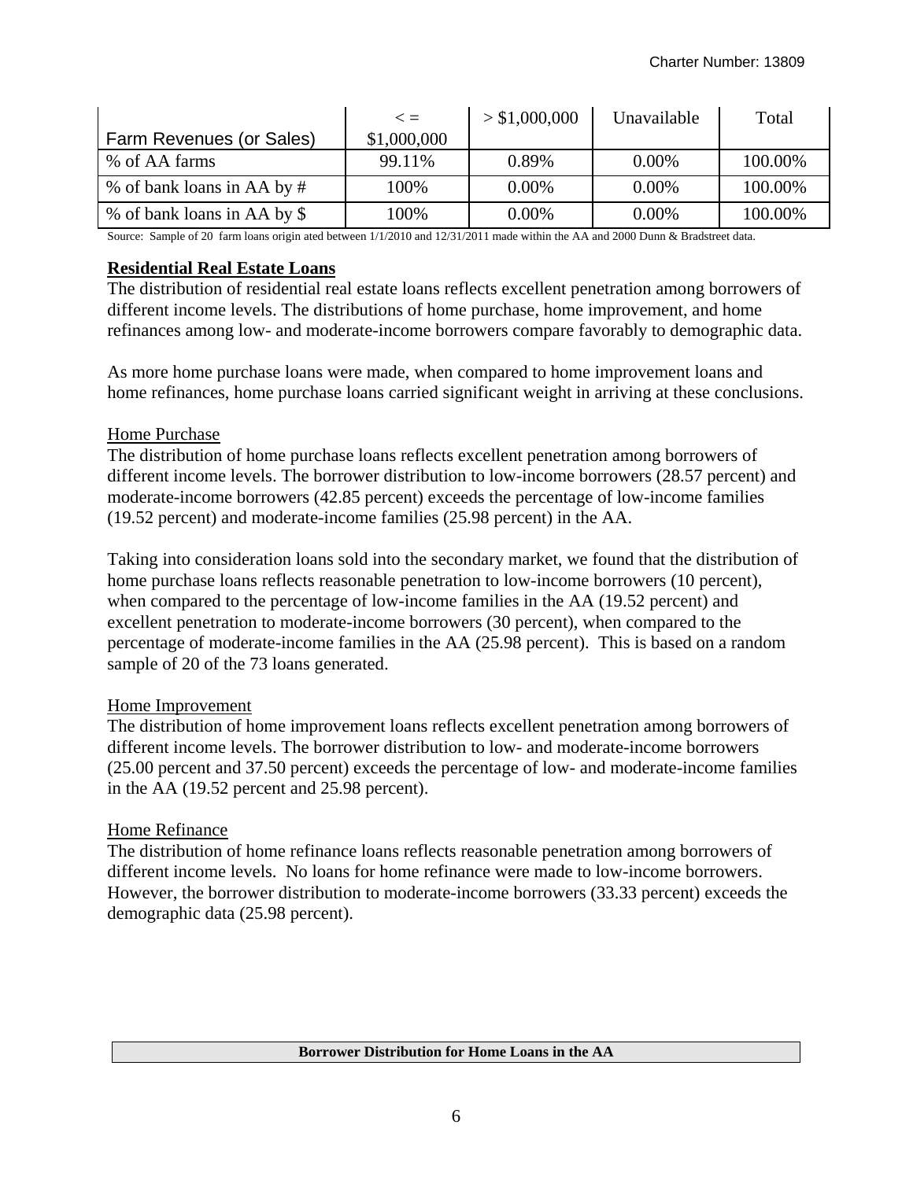| Farm Revenues (or Sales) | < = $1,000,000 | > $1,000,000 | Unavailable | Total |
|---|---|---|---|---|
| % of AA farms | 99.11% | 0.89% | 0.00% | 100.00% |
| % of bank loans in AA by # | 100% | 0.00% | 0.00% | 100.00% |
| % of bank loans in AA by $ | 100% | 0.00% | 0.00% | 100.00% |

Source: Sample of 20 farm loans origin ated between 1/1/2010 and 12/31/2011 made within the AA and 2000 Dunn & Bradstreet data.

**Residential Real Estate Loans**

The distribution of residential real estate loans reflects excellent penetration among borrowers of different income levels. The distributions of home purchase, home improvement, and home refinances among low- and moderate-income borrowers compare favorably to demographic data.

As more home purchase loans were made, when compared to home improvement loans and home refinances, home purchase loans carried significant weight in arriving at these conclusions.

Home Purchase

The distribution of home purchase loans reflects excellent penetration among borrowers of different income levels. The borrower distribution to low-income borrowers (28.57 percent) and moderate-income borrowers (42.85 percent) exceeds the percentage of low-income families (19.52 percent) and moderate-income families (25.98 percent) in the AA.

Taking into consideration loans sold into the secondary market, we found that the distribution of home purchase loans reflects reasonable penetration to low-income borrowers (10 percent), when compared to the percentage of low-income families in the AA (19.52 percent) and excellent penetration to moderate-income borrowers (30 percent), when compared to the percentage of moderate-income families in the AA (25.98 percent). This is based on a random sample of 20 of the 73 loans generated.

Home Improvement

The distribution of home improvement loans reflects excellent penetration among borrowers of different income levels. The borrower distribution to low- and moderate-income borrowers (25.00 percent and 37.50 percent) exceeds the percentage of low- and moderate-income families in the AA (19.52 percent and 25.98 percent).

Home Refinance

The distribution of home refinance loans reflects reasonable penetration among borrowers of different income levels. No loans for home refinance were made to low-income borrowers. However, the borrower distribution to moderate-income borrowers (33.33 percent) exceeds the demographic data (25.98 percent).

| Borrower Distribution for Home Loans in the AA |
|---|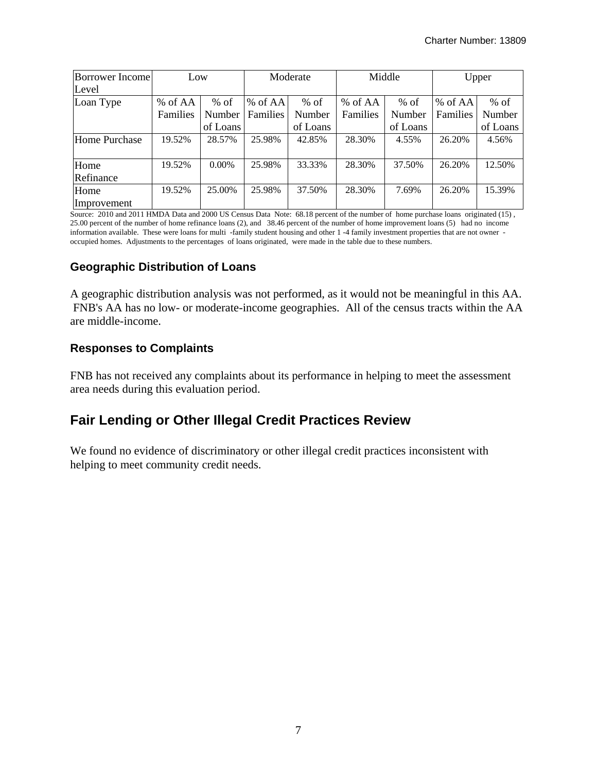| Borrower Income Level | Low | | Moderate | | Middle | | Upper | |
|---|---|---|---|---|---|---|---|---|
| Loan Type | % of AA Families | % of Number of Loans | % of AA Families | % of Number of Loans | % of AA Families | % of Number of Loans | % of AA Families | % of Number of Loans |
| Home Purchase | 19.52% | 28.57% | 25.98% | 42.85% | 28.30% | 4.55% | 26.20% | 4.56% |
| Home Refinance | 19.52% | 0.00% | 25.98% | 33.33% | 28.30% | 37.50% | 26.20% | 12.50% |
| Home Improvement | 19.52% | 25.00% | 25.98% | 37.50% | 28.30% | 7.69% | 26.20% | 15.39% |

Source: 2010 and 2011 HMDA Data and 2000 US Census Data Note: 68.18 percent of the number of home purchase loans originated (15), 25.00 percent of the number of home refinance loans (2), and 38.46 percent of the number of home improvement loans (5) had no income information available. These were loans for multi -family student housing and other 1 -4 family investment properties that are not owner - occupied homes. Adjustments to the percentages of loans originated, were made in the table due to these numbers.

### Geographic Distribution of Loans

A geographic distribution analysis was not performed, as it would not be meaningful in this AA. FNB's AA has no low- or moderate-income geographies. All of the census tracts within the AA are middle-income.

### Responses to Complaints

FNB has not received any complaints about its performance in helping to meet the assessment area needs during this evaluation period.

## Fair Lending or Other Illegal Credit Practices Review

We found no evidence of discriminatory or other illegal credit practices inconsistent with helping to meet community credit needs.